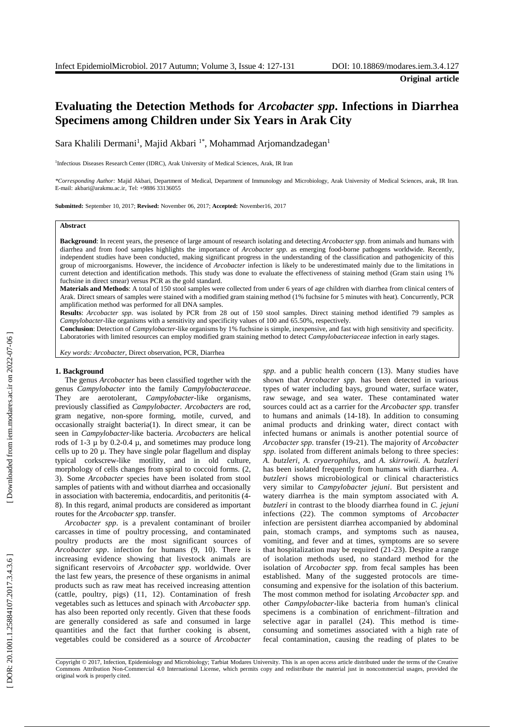**Original article**

# Evaluating the Detection Methods for *Arcobacter spp*. Infections in Diarrhea Specimens among Children under Six Years in Arak City

Sara Khalili Dermani[1], Majid Akbari [1*], Mohammad Arjomandzadegan[1]

[1]Infectious Diseases Research Center (IDRC), Arak University of Medical Sciences, Arak, IR Iran

*\*Corresponding Author:* Majid Akbari, Department of Medical, Department of Immunology and Microbiology, Arak University of Medical Sciences, arak, IR Iran. E-mail: akbari@arakmu.ac.ir, Tel: +9886 33136055

**Submitted:** September 10, 2017; **Revised:** November 06, 2017; **Accepted:** November16, 2017

**Abstract**

**Background**: In recent years, the presence of large amount of research isolating and detecting *Arcobacter spp.* from animals and humans with diarrhea and from food samples highlights the importance of *Arcobacter spp.* as emerging food-borne pathogens worldwide. Recently, independent studies have been conducted, making significant progress in the understanding of the classification and pathogenicity of this group of microorganisms. However, the incidence of *Arcobacter* infection is likely to be underestimated mainly due to the limitations in current detection and identification methods. This study was done to evaluate the effectiveness of staining method (Gram stain using 1% fuchsine in direct smear) versus PCR as the gold standard.

**Materials and Methods**: A total of 150 stool samples were collected from under 6 years of age children with diarrhea from clinical centers of Arak. Direct smears of samples were stained with a modified gram staining method (1% fuchsine for 5 minutes with heat). Concurrently, PCR amplification method was performed for all DNA samples.

**Results**: *Arcobacter spp.* was isolated by PCR from 28 out of 150 stool samples. Direct staining method identified 79 samples as *Campylobacter*-like organisms with a sensitivity and specificity values of 100 and 65.50%, respectively.

**Conclusion**: Detection of *Campylobacter*-like organisms by 1% fuchsine is simple, inexpensive, and fast with high sensitivity and specificity. Laboratories with limited resources can employ modified gram staining method to detect *Campylobacteriaceae* infection in early stages.

*Key words: Arcobacter*, Direct observation, PCR, Diarrhea

## 1. Background

The genus *Arcobacter* has been classified together with the genus *Campylobacter* into the family *Campylobacteraceae*. They are aerotolerant, *Campylobacter*-like organisms, previously classified as *Campylobacter. Arcobacters* are rod, gram negative, non-spore forming, motile, curved, and occasionally straight bacteria(1). In direct smear, it can be seen in *Campylobacter*-like bacteria. *Arcobacters* are helical rods of 1-3 µ by 0.2-0.4 µ, and sometimes may produce long cells up to 20 µ. They have single polar flagellum and display typical corkscrew-like motility, and in old culture, morphology of cells changes from spiral to coccoid forms. (2, 3). Some *Arcobacter* species have been isolated from stool samples of patients with and without diarrhea and occasionally in association with bacteremia, endocarditis, and peritonitis (4-8). In this regard, animal products are considered as important routes for the *Arcobacter spp*. transfer.

*Arcobacter spp.* is a prevalent contaminant of broiler carcasses in time of poultry processing, and contaminated poultry products are the most significant sources of *Arcobacter spp*. infection for humans (9, 10). There is increasing evidence showing that livestock animals are significant reservoirs of *Arcobacter spp*. worldwide. Over the last few years, the presence of these organisms in animal products such as raw meat has received increasing attention (cattle, poultry, pigs) (11, 12). Contamination of fresh vegetables such as lettuces and spinach with *Arcobacter spp.* has also been reported only recently. Given that these foods are generally considered as safe and consumed in large quantities and the fact that further cooking is absent, vegetables could be considered as a source of *Arcobacter spp.* and a public health concern (13). Many studies have shown that *Arcobacter spp.* has been detected in various types of water including bays, ground water, surface water, raw sewage, and sea water. These contaminated water sources could act as a carrier for the *Arcobacter spp.* transfer to humans and animals (14-18). In addition to consuming animal products and drinking water, direct contact with infected humans or animals is another potential source of *Arcobacter spp.* transfer (19-21). The majority of *Arcobacter spp.* isolated from different animals belong to three species: *A. butzleri*, *A. cryaerophilus*, and *A. skirrowii*. *A. butzleri* has been isolated frequently from humans with diarrhea. *A. butzleri* shows microbiological or clinical characteristics very similar to *Campylobacter jejuni*. But persistent and watery diarrhea is the main symptom associated with *A. butzleri* in contrast to the bloody diarrhea found in *C. jejuni* infections (22). The common symptoms of *Arcobacter* infection are persistent diarrhea accompanied by abdominal pain, stomach cramps, and symptoms such as nausea, vomiting, and fever and at times, symptoms are so severe that hospitalization may be required (21-23). Despite a range of isolation methods used, no standard method for the isolation of *Arcobacter spp.* from fecal samples has been established. Many of the suggested protocols are time-consuming and expensive for the isolation of this bacterium. The most common method for isolating *Arcobacter spp.* and other *Campylobacter*-like bacteria from human's clinical specimens is a combination of enrichment–filtration and selective agar in parallel (24). This method is time-consuming and sometimes associated with a high rate of fecal contamination, causing the reading of plates to be

Copyright © 2017, Infection, Epidemiology and Microbiology; Tarbiat Modares University. This is an open access article distributed under the terms of the Creative Commons Attribution Non-Commercial 4.0 International License, which permits copy and redistribute the material just in noncommercial usages, provided the original work is properly cited.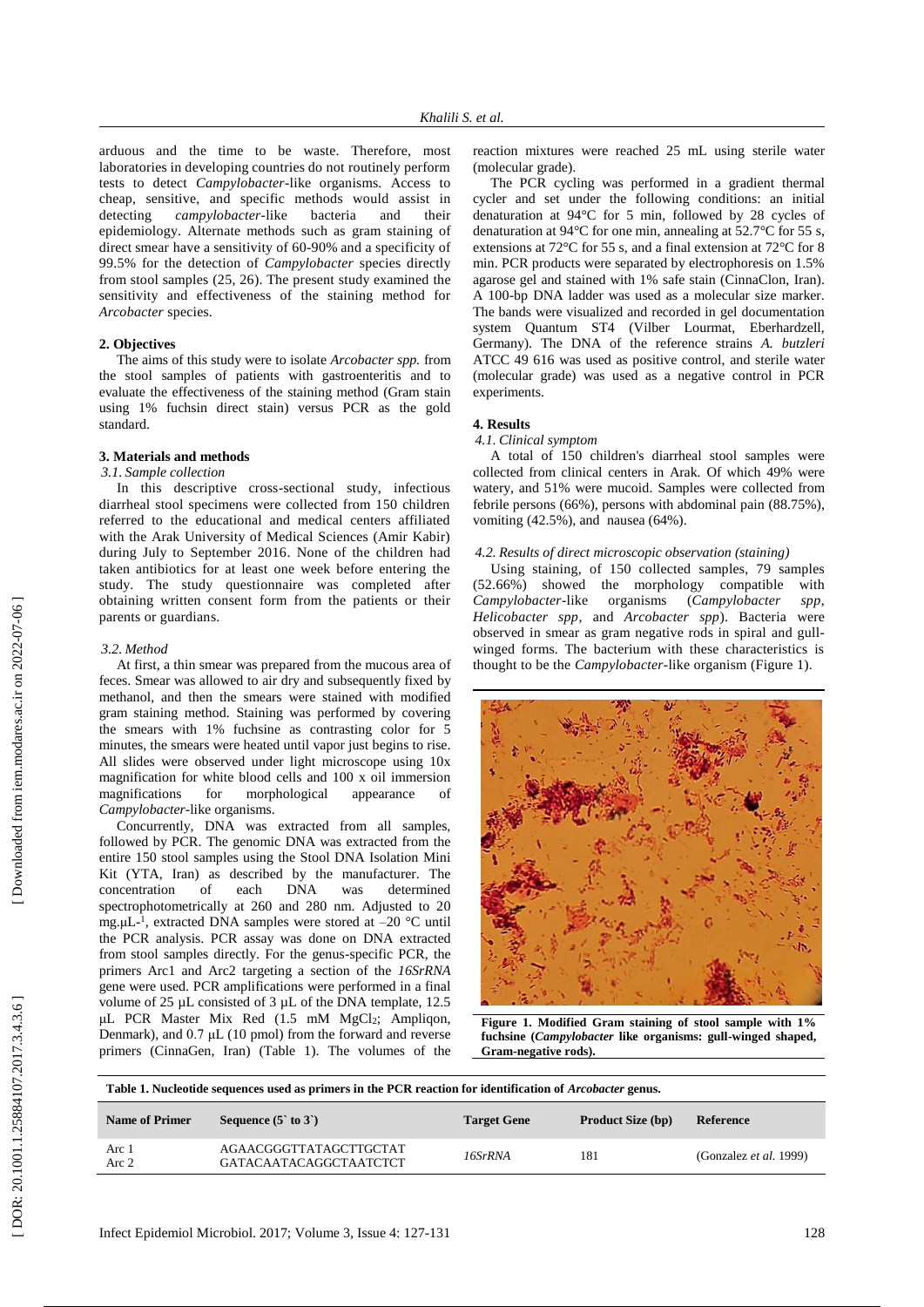arduous and the time to be waste. Therefore, most laboratories in developing countries do not routinely perform tests to detect *Campylobacter*-like organisms. Access to cheap, sensitive, and specific methods would assist in detecting *campylobacter*-like bacteria and their epidemiology. Alternate methods such as gram staining of direct smear have a sensitivity of 60-90% and a specificity of 99.5% for the detection of *Campylobacter* species directly from stool samples (25, 26). The present study examined the sensitivity and effectiveness of the staining method for *Arcobacter* species.

## 2. Objectives

The aims of this study were to isolate *Arcobacter spp.* from the stool samples of patients with gastroenteritis and to evaluate the effectiveness of the staining method (Gram stain using 1% fuchsin direct stain) versus PCR as the gold standard.

## 3. Materials and methods

### 3.1. Sample collection

In this descriptive cross-sectional study, infectious diarrheal stool specimens were collected from 150 children referred to the educational and medical centers affiliated with the Arak University of Medical Sciences (Amir Kabir) during July to September 2016. None of the children had taken antibiotics for at least one week before entering the study. The study questionnaire was completed after obtaining written consent form from the patients or their parents or guardians.

### 3.2. Method

At first, a thin smear was prepared from the mucous area of feces. Smear was allowed to air dry and subsequently fixed by methanol, and then the smears were stained with modified gram staining method. Staining was performed by covering the smears with 1% fuchsine as contrasting color for 5 minutes, the smears were heated until vapor just begins to rise. All slides were observed under light microscope using 10x magnification for white blood cells and 100 x oil immersion magnifications for morphological appearance of *Campylobacter*-like organisms.

Concurrently, DNA was extracted from all samples, followed by PCR. The genomic DNA was extracted from the entire 150 stool samples using the Stool DNA Isolation Mini Kit (YTA, Iran) as described by the manufacturer. The concentration of each DNA was determined spectrophotometrically at 260 and 280 nm. Adjusted to 20 mg.µL$^{-1}$, extracted DNA samples were stored at –20 °C until the PCR analysis. PCR assay was done on DNA extracted from stool samples directly. For the genus-specific PCR, the primers Arc1 and Arc2 targeting a section of the *16SrRNA* gene were used. PCR amplifications were performed in a final volume of 25 µL consisted of 3 µL of the DNA template, 12.5 µL PCR Master Mix Red (1.5 mM $MgCl_2$; Ampliqon, Denmark), and 0.7 µL (10 pmol) from the forward and reverse primers (CinnaGen, Iran) (Table 1). The volumes of the reaction mixtures were reached 25 mL using sterile water (molecular grade).

The PCR cycling was performed in a gradient thermal cycler and set under the following conditions: an initial denaturation at 94°C for 5 min, followed by 28 cycles of denaturation at 94°C for one min, annealing at 52.7°C for 55 s, extensions at 72°C for 55 s, and a final extension at 72°C for 8 min. PCR products were separated by electrophoresis on 1.5% agarose gel and stained with 1% safe stain (CinnaClon, Iran). A 100-bp DNA ladder was used as a molecular size marker. The bands were visualized and recorded in gel documentation system Quantum ST4 (Vilber Lourmat, Eberhardzell, Germany). The DNA of the reference strains *A. butzleri* ATCC 49 616 was used as positive control, and sterile water (molecular grade) was used as a negative control in PCR experiments.

## 4. Results

### 4.1. Clinical symptom

A total of 150 children's diarrheal stool samples were collected from clinical centers in Arak. Of which 49% were watery, and 51% were mucoid. Samples were collected from febrile persons (66%), persons with abdominal pain (88.75%), vomiting (42.5%), and nausea (64%).

### 4.2. Results of direct microscopic observation (staining)

Using staining, of 150 collected samples, 79 samples (52.66%) showed the morphology compatible with *Campylobacter*-like organisms (*Campylobacter spp*, *Helicobacter spp*, and *Arcobacter spp*). Bacteria were observed in smear as gram negative rods in spiral and gull-winged forms. The bacterium with these characteristics is thought to be the *Campylobacter*-like organism (Figure 1).

**Figure 1. Modified Gram staining of stool sample with 1% fuchsine (*Campylobacter* like organisms: gull-winged shaped, Gram-negative rods).**

**Table 1. Nucleotide sequences used as primers in the PCR reaction for identification of *Arcobacter* genus.**

| Name of Primer | Sequence (5` to 3`) | Target Gene | Product Size (bp) | Reference |
|---|---|---|---|---|
| Arc 1<br>Arc 2 | AGAACGGGTTATAGCTTGCTAT<br>GATACAATACAGGCTAATCTCT | *16SrRNA* | 181 | (Gonzalez *et al.* 1999) |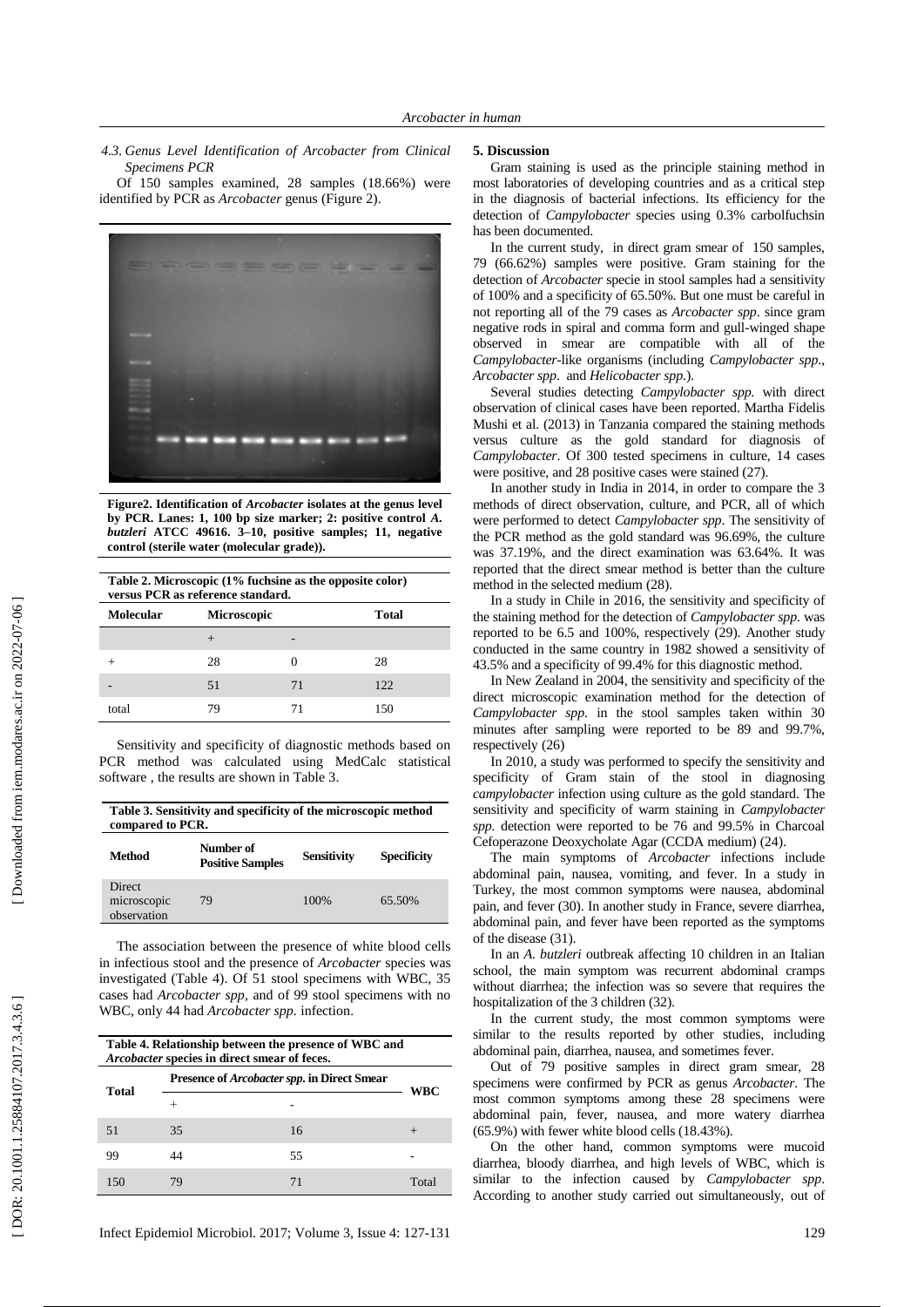### 4.3. Genus Level Identification of Arcobacter from Clinical Specimens PCR

Of 150 samples examined, 28 samples (18.66%) were identified by PCR as *Arcobacter* genus (Figure 2).

**Figure2. Identification of *Arcobacter* isolates at the genus level by PCR. Lanes: 1, 100 bp size marker; 2: positive control *A. butzleri* ATCC 49616. 3–10, positive samples; 11, negative control (sterile water (molecular grade)).**

**Table 2. Microscopic (1% fuchsine as the opposite color) versus PCR as reference standard.**

| Molecular | Microscopic | | Total |
|---|---|---|---|
| | + | - | |
| + | 28 | 0 | 28 |
| - | 51 | 71 | 122 |
| total | 79 | 71 | 150 |

Sensitivity and specificity of diagnostic methods based on PCR method was calculated using MedCalc statistical software , the results are shown in Table 3.

**Table 3. Sensitivity and specificity of the microscopic method compared to PCR.**

| Method | Number of Positive Samples | Sensitivity | Specificity |
|---|---|---|---|
| Direct microscopic observation | 79 | 100% | 65.50% |

The association between the presence of white blood cells in infectious stool and the presence of *Arcobacter* species was investigated (Table 4). Of 51 stool specimens with WBC, 35 cases had *Arcobacter spp*, and of 99 stool specimens with no WBC, only 44 had *Arcobacter spp.* infection.

**Table 4. Relationship between the presence of WBC and *Arcobacter* species in direct smear of feces.**

| Total | Presence of *Arcobacter spp.* in Direct Smear | | WBC |
|---|---|---|---|
| | + | - | |
| 51 | 35 | 16 | + |
| 99 | 44 | 55 | - |
| 150 | 79 | 71 | Total |

## 5. Discussion

Gram staining is used as the principle staining method in most laboratories of developing countries and as a critical step in the diagnosis of bacterial infections. Its efficiency for the detection of *Campylobacter* species using 0.3% carbolfuchsin has been documented.

In the current study, in direct gram smear of 150 samples, 79 (66.62%) samples were positive. Gram staining for the detection of *Arcobacter* specie in stool samples had a sensitivity of 100% and a specificity of 65.50%. But one must be careful in not reporting all of the 79 cases as *Arcobacter spp*. since gram negative rods in spiral and comma form and gull-winged shape observed in smear are compatible with all of the *Campylobacter*-like organisms (including *Campylobacter spp.*, *Arcobacter spp.* and *Helicobacter spp.*).

Several studies detecting *Campylobacter spp.* with direct observation of clinical cases have been reported. Martha Fidelis Mushi et al. (2013) in Tanzania compared the staining methods versus culture as the gold standard for diagnosis of *Campylobacter*. Of 300 tested specimens in culture, 14 cases were positive, and 28 positive cases were stained (27).

In another study in India in 2014, in order to compare the 3 methods of direct observation, culture, and PCR, all of which were performed to detect *Campylobacter spp*. The sensitivity of the PCR method as the gold standard was 96.69%, the culture was 37.19%, and the direct examination was 63.64%. It was reported that the direct smear method is better than the culture method in the selected medium (28).

In a study in Chile in 2016, the sensitivity and specificity of the staining method for the detection of *Campylobacter spp.* was reported to be 6.5 and 100%, respectively (29). Another study conducted in the same country in 1982 showed a sensitivity of 43.5% and a specificity of 99.4% for this diagnostic method.

In New Zealand in 2004, the sensitivity and specificity of the direct microscopic examination method for the detection of *Campylobacter spp.* in the stool samples taken within 30 minutes after sampling were reported to be 89 and 99.7%, respectively (26)

In 2010, a study was performed to specify the sensitivity and specificity of Gram stain of the stool in diagnosing *campylobacter* infection using culture as the gold standard. The sensitivity and specificity of warm staining in *Campylobacter spp.* detection were reported to be 76 and 99.5% in Charcoal Cefoperazone Deoxycholate Agar (CCDA medium) (24).

The main symptoms of *Arcobacter* infections include abdominal pain, nausea, vomiting, and fever. In a study in Turkey, the most common symptoms were nausea, abdominal pain, and fever (30). In another study in France, severe diarrhea, abdominal pain, and fever have been reported as the symptoms of the disease (31).

In an *A. butzleri* outbreak affecting 10 children in an Italian school, the main symptom was recurrent abdominal cramps without diarrhea; the infection was so severe that requires the hospitalization of the 3 children (32).

In the current study, the most common symptoms were similar to the results reported by other studies, including abdominal pain, diarrhea, nausea, and sometimes fever.

Out of 79 positive samples in direct gram smear, 28 specimens were confirmed by PCR as genus *Arcobacter*. The most common symptoms among these 28 specimens were abdominal pain, fever, nausea, and more watery diarrhea (65.9%) with fewer white blood cells (18.43%).

On the other hand, common symptoms were mucoid diarrhea, bloody diarrhea, and high levels of WBC, which is similar to the infection caused by *Campylobacter spp*. According to another study carried out simultaneously, out of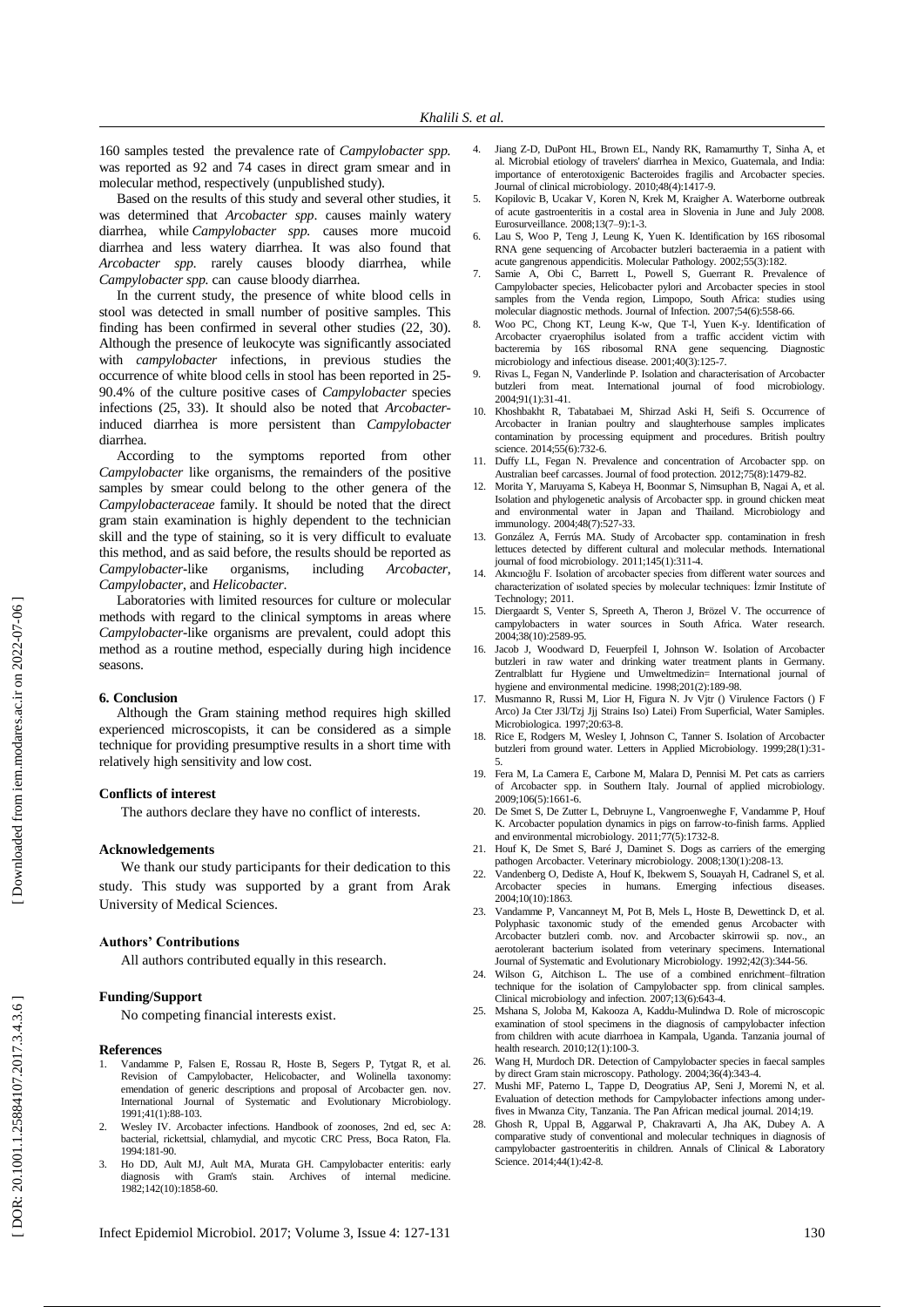160 samples tested the prevalence rate of *Campylobacter spp.* was reported as 92 and 74 cases in direct gram smear and in molecular method, respectively (unpublished study).

Based on the results of this study and several other studies, it was determined that *Arcobacter spp*. causes mainly watery diarrhea, while *Campylobacter spp.* causes more mucoid diarrhea and less watery diarrhea. It was also found that *Arcobacter spp.* rarely causes bloody diarrhea, while *Campylobacter spp.* can cause bloody diarrhea.

In the current study, the presence of white blood cells in stool was detected in small number of positive samples. This finding has been confirmed in several other studies (22, 30). Although the presence of leukocyte was significantly associated with *campylobacter* infections, in previous studies the occurrence of white blood cells in stool has been reported in 25-90.4% of the culture positive cases of *Campylobacter* species infections (25, 33). It should also be noted that *Arcobacter*-induced diarrhea is more persistent than *Campylobacter* diarrhea.

According to the symptoms reported from other *Campylobacter* like organisms, the remainders of the positive samples by smear could belong to the other genera of the *Campylobacteraceae* family. It should be noted that the direct gram stain examination is highly dependent to the technician skill and the type of staining, so it is very difficult to evaluate this method, and as said before, the results should be reported as *Campylobacter*-like organisms, including *Arcobacter*, *Campylobacter*, and *Helicobacter*.

Laboratories with limited resources for culture or molecular methods with regard to the clinical symptoms in areas where *Campylobacter*-like organisms are prevalent, could adopt this method as a routine method, especially during high incidence seasons.

## 6. Conclusion

Although the Gram staining method requires high skilled experienced microscopists, it can be considered as a simple technique for providing presumptive results in a short time with relatively high sensitivity and low cost.

### Conflicts of interest

The authors declare they have no conflict of interests.

### Acknowledgements

We thank our study participants for their dedication to this study. This study was supported by a grant from Arak University of Medical Sciences.

### Authors' Contributions

All authors contributed equally in this research.

### Funding/Support

No competing financial interests exist.

### References

1. Vandamme P, Falsen E, Rossau R, Hoste B, Segers P, Tytgat R, et al. Revision of Campylobacter, Helicobacter, and Wolinella taxonomy: emendation of generic descriptions and proposal of Arcobacter gen. nov. International Journal of Systematic and Evolutionary Microbiology. 1991;41(1):88-103.
2. Wesley IV. Arcobacter infections. Handbook of zoonoses, 2nd ed, sec A: bacterial, rickettsial, chlamydial, and mycotic CRC Press, Boca Raton, Fla. 1994:181-90.
3. Ho DD, Ault MJ, Ault MA, Murata GH. Campylobacter enteritis: early diagnosis with Gram's stain. Archives of internal medicine. 1982;142(10):1858-60.
4. Jiang Z-D, DuPont HL, Brown EL, Nandy RK, Ramamurthy T, Sinha A, et al. Microbial etiology of travelers' diarrhea in Mexico, Guatemala, and India: importance of enterotoxigenic Bacteroides fragilis and Arcobacter species. Journal of clinical microbiology. 2010;48(4):1417-9.
5. Kopilovic B, Ucakar V, Koren N, Krek M, Kraigher A. Waterborne outbreak of acute gastroenteritis in a costal area in Slovenia in June and July 2008. Eurosurveillance. 2008;13(7–9):1-3.
6. Lau S, Woo P, Teng J, Leung K, Yuen K. Identification by 16S ribosomal RNA gene sequencing of Arcobacter butzleri bacteraemia in a patient with acute gangrenous appendicitis. Molecular Pathology. 2002;55(3):182.
7. Samie A, Obi C, Barrett L, Powell S, Guerrant R. Prevalence of Campylobacter species, Helicobacter pylori and Arcobacter species in stool samples from the Venda region, Limpopo, South Africa: studies using molecular diagnostic methods. Journal of Infection. 2007;54(6):558-66.
8. Woo PC, Chong KT, Leung K-w, Que T-l, Yuen K-y. Identification of Arcobacter cryaerophilus isolated from a traffic accident victim with bacteremia by 16S ribosomal RNA gene sequencing. Diagnostic microbiology and infectious disease. 2001;40(3):125-7.
9. Rivas L, Fegan N, Vanderlinde P. Isolation and characterisation of Arcobacter butzleri from meat. International journal of food microbiology. 2004;91(1):31-41.
10. Khoshbakht R, Tabatabaei M, Shirzad Aski H, Seifi S. Occurrence of Arcobacter in Iranian poultry and slaughterhouse samples implicates contamination by processing equipment and procedures. British poultry science. 2014;55(6):732-6.
11. Duffy LL, Fegan N. Prevalence and concentration of Arcobacter spp. on Australian beef carcasses. Journal of food protection. 2012;75(8):1479-82.
12. Morita Y, Maruyama S, Kabeya H, Boonmar S, Nimsuphan B, Nagai A, et al. Isolation and phylogenetic analysis of Arcobacter spp. in ground chicken meat and environmental water in Japan and Thailand. Microbiology and immunology. 2004;48(7):527-33.
13. González A, Ferrús MA. Study of Arcobacter spp. contamination in fresh lettuces detected by different cultural and molecular methods. International journal of food microbiology. 2011;145(1):311-4.
14. Akıncıoğlu F. Isolation of arcobacter species from different water sources and characterization of ısolated species by molecular techniques: İzmir Institute of Technology; 2011.
15. Diergaardt S, Venter S, Spreeth A, Theron J, Brözel V. The occurrence of campylobacters in water sources in South Africa. Water research. 2004;38(10):2589-95.
16. Jacob J, Woodward D, Feuerpfeil I, Johnson W. Isolation of Arcobacter butzleri in raw water and drinking water treatment plants in Germany. Zentralblatt fur Hygiene und Umweltmedizin= International journal of hygiene and environmental medicine. 1998;201(2):189-98.
17. Musmanno R, Russi M, Lior H, Figura N. Jv Vjtr () Virulence Factors () F Arco) Ja Cter J3l/Tzj Jjj Strains Iso) Latei) From Superficial, Water Samiples. Microbiologica. 1997;20:63-8.
18. Rice E, Rodgers M, Wesley I, Johnson C, Tanner S. Isolation of Arcobacter butzleri from ground water. Letters in Applied Microbiology. 1999;28(1):31-5.
19. Fera M, La Camera E, Carbone M, Malara D, Pennisi M. Pet cats as carriers of Arcobacter spp. in Southern Italy. Journal of applied microbiology. 2009;106(5):1661-6.
20. De Smet S, De Zutter L, Debruyne L, Vangroenweghe F, Vandamme P, Houf K. Arcobacter population dynamics in pigs on farrow-to-finish farms. Applied and environmental microbiology. 2011;77(5):1732-8.
21. Houf K, De Smet S, Baré J, Daminet S. Dogs as carriers of the emerging pathogen Arcobacter. Veterinary microbiology. 2008;130(1):208-13.
22. Vandenberg O, Dediste A, Houf K, Ibekwem S, Souayah H, Cadranel S, et al. Arcobacter species in humans. Emerging infectious diseases. 2004;10(10):1863.
23. Vandamme P, Vancanneyt M, Pot B, Mels L, Hoste B, Dewettinck D, et al. Polyphasic taxonomic study of the emended genus Arcobacter with Arcobacter butzleri comb. nov. and Arcobacter skirrowii sp. nov., an aerotolerant bacterium isolated from veterinary specimens. International Journal of Systematic and Evolutionary Microbiology. 1992;42(3):344-56.
24. Wilson G, Aitchison L. The use of a combined enrichment–filtration technique for the isolation of Campylobacter spp. from clinical samples. Clinical microbiology and infection. 2007;13(6):643-4.
25. Mshana S, Joloba M, Kakooza A, Kaddu-Mulindwa D. Role of microscopic examination of stool specimens in the diagnosis of campylobacter infection from children with acute diarrhoea in Kampala, Uganda. Tanzania journal of health research. 2010;12(1):100-3.
26. Wang H, Murdoch DR. Detection of Campylobacter species in faecal samples by direct Gram stain microscopy. Pathology. 2004;36(4):343-4.
27. Mushi MF, Paterno L, Tappe D, Deogratius AP, Seni J, Moremi N, et al. Evaluation of detection methods for Campylobacter infections among under-fives in Mwanza City, Tanzania. The Pan African medical journal. 2014;19.
28. Ghosh R, Uppal B, Aggarwal P, Chakravarti A, Jha AK, Dubey A. A comparative study of conventional and molecular techniques in diagnosis of campylobacter gastroenteritis in children. Annals of Clinical & Laboratory Science. 2014;44(1):42-8.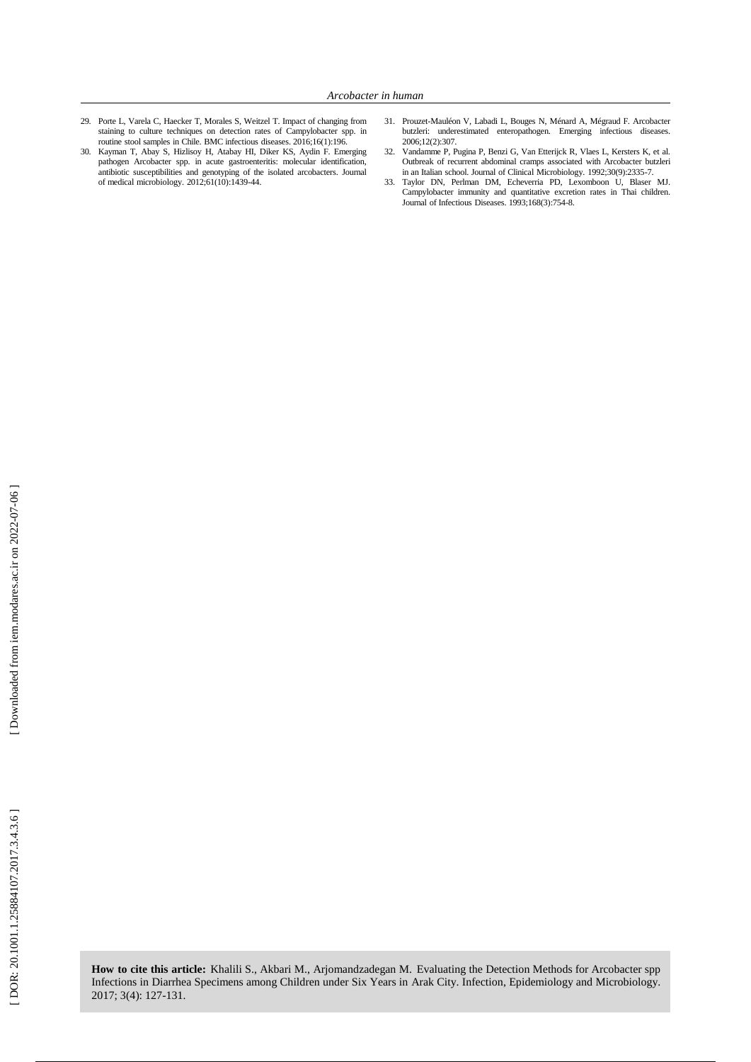29. Porte L, Varela C, Haecker T, Morales S, Weitzel T. Impact of changing from staining to culture techniques on detection rates of Campylobacter spp. in routine stool samples in Chile. BMC infectious diseases. 2016;16(1):196.
30. Kayman T, Abay S, Hizlisoy H, Atabay HI, Diker KS, Aydin F. Emerging pathogen Arcobacter spp. in acute gastroenteritis: molecular identification, antibiotic susceptibilities and genotyping of the isolated arcobacters. Journal of medical microbiology. 2012;61(10):1439-44.
31. Prouzet-Mauléon V, Labadi L, Bouges N, Ménard A, Mégraud F. Arcobacter butzleri: underestimated enteropathogen. Emerging infectious diseases. 2006;12(2):307.
32. Vandamme P, Pugina P, Benzi G, Van Etterijck R, Vlaes L, Kersters K, et al. Outbreak of recurrent abdominal cramps associated with Arcobacter butzleri in an Italian school. Journal of Clinical Microbiology. 1992;30(9):2335-7.
33. Taylor DN, Perlman DM, Echeverria PD, Lexomboon U, Blaser MJ. Campylobacter immunity and quantitative excretion rates in Thai children. Journal of Infectious Diseases. 1993;168(3):754-8.

**How to cite this article:** Khalili S., Akbari M., Arjomandzadegan M. Evaluating the Detection Methods for Arcobacter spp Infections in Diarrhea Specimens among Children under Six Years in Arak City. Infection, Epidemiology and Microbiology. 2017; 3(4): 127-131.